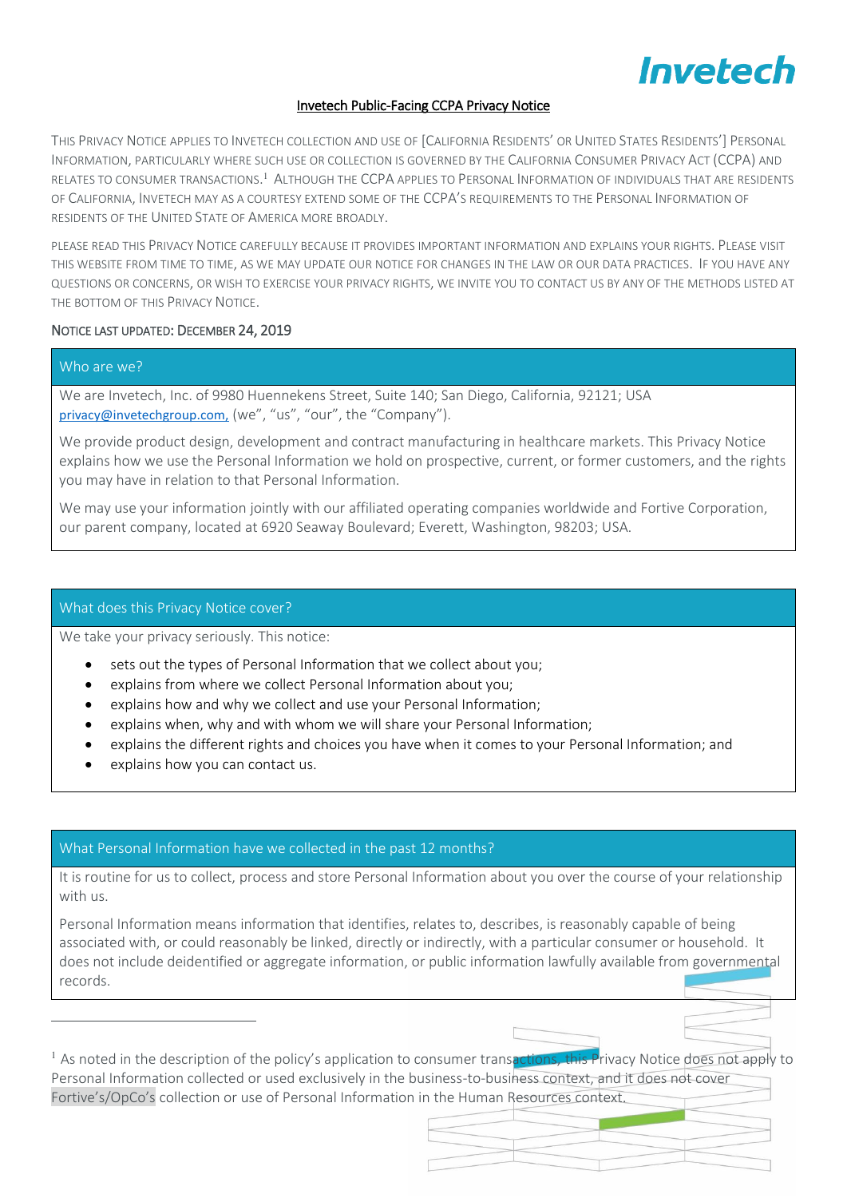Invetech

# Invetech Public-Facing CCPA Privacy Notice

THIS PRIVACY NOTICE APPLIES TO INVETECH COLLECTION AND USE OF [CALIFORNIA RESIDENTS' OR UNITED STATES RESIDENTS'] PERSONAL INFORMATION, PARTICULARLY WHERE SUCH USE OR COLLECTION IS GOVERNED BY THE CALIFORNIA CONSUMER PRIVACY ACT (CCPA) AND RELATES TO CONSUMER TRANSACTIONS.[1] ALTHOUGH THE CCPA APPLIES TO PERSONAL INFORMATION OF INDIVIDUALS THAT ARE RESIDENTS OF CALIFORNIA, INVETECH MAY AS A COURTESY EXTEND SOME OF THE CCPA'S REQUIREMENTS TO THE PERSONAL INFORMATION OF RESIDENTS OF THE UNITED STATE OF AMERICA MORE BROADLY.

PLEASE READ THIS PRIVACY NOTICE CAREFULLY BECAUSE IT PROVIDES IMPORTANT INFORMATION AND EXPLAINS YOUR RIGHTS. PLEASE VISIT THIS WEBSITE FROM TIME TO TIME, AS WE MAY UPDATE OUR NOTICE FOR CHANGES IN THE LAW OR OUR DATA PRACTICES. IF YOU HAVE ANY QUESTIONS OR CONCERNS, OR WISH TO EXERCISE YOUR PRIVACY RIGHTS, WE INVITE YOU TO CONTACT US BY ANY OF THE METHODS LISTED AT THE BOTTOM OF THIS PRIVACY NOTICE.

NOTICE LAST UPDATED: DECEMBER 24, 2019

## Who are we?

We are Invetech, Inc. of 9980 Huennekens Street, Suite 140; San Diego, California, 92121; USA privacy@invetechgroup.com, (we", "us", "our", the "Company").

We provide product design, development and contract manufacturing in healthcare markets. This Privacy Notice explains how we use the Personal Information we hold on prospective, current, or former customers, and the rights you may have in relation to that Personal Information.

We may use your information jointly with our affiliated operating companies worldwide and Fortive Corporation, our parent company, located at 6920 Seaway Boulevard; Everett, Washington, 98203; USA.

## What does this Privacy Notice cover?

We take your privacy seriously. This notice:

- sets out the types of Personal Information that we collect about you;
- explains from where we collect Personal Information about you;
- explains how and why we collect and use your Personal Information;
- explains when, why and with whom we will share your Personal Information;
- explains the different rights and choices you have when it comes to your Personal Information; and
- explains how you can contact us.

## What Personal Information have we collected in the past 12 months?

It is routine for us to collect, process and store Personal Information about you over the course of your relationship with us.

Personal Information means information that identifies, relates to, describes, is reasonably capable of being associated with, or could reasonably be linked, directly or indirectly, with a particular consumer or household. It does not include deidentified or aggregate information, or public information lawfully available from governmental records.

---

[1] As noted in the description of the policy's application to consumer transactions, this Privacy Notice does not apply to Personal Information collected or used exclusively in the business-to-business context, and it does not cover Fortive's/OpCo's collection or use of Personal Information in the Human Resources context.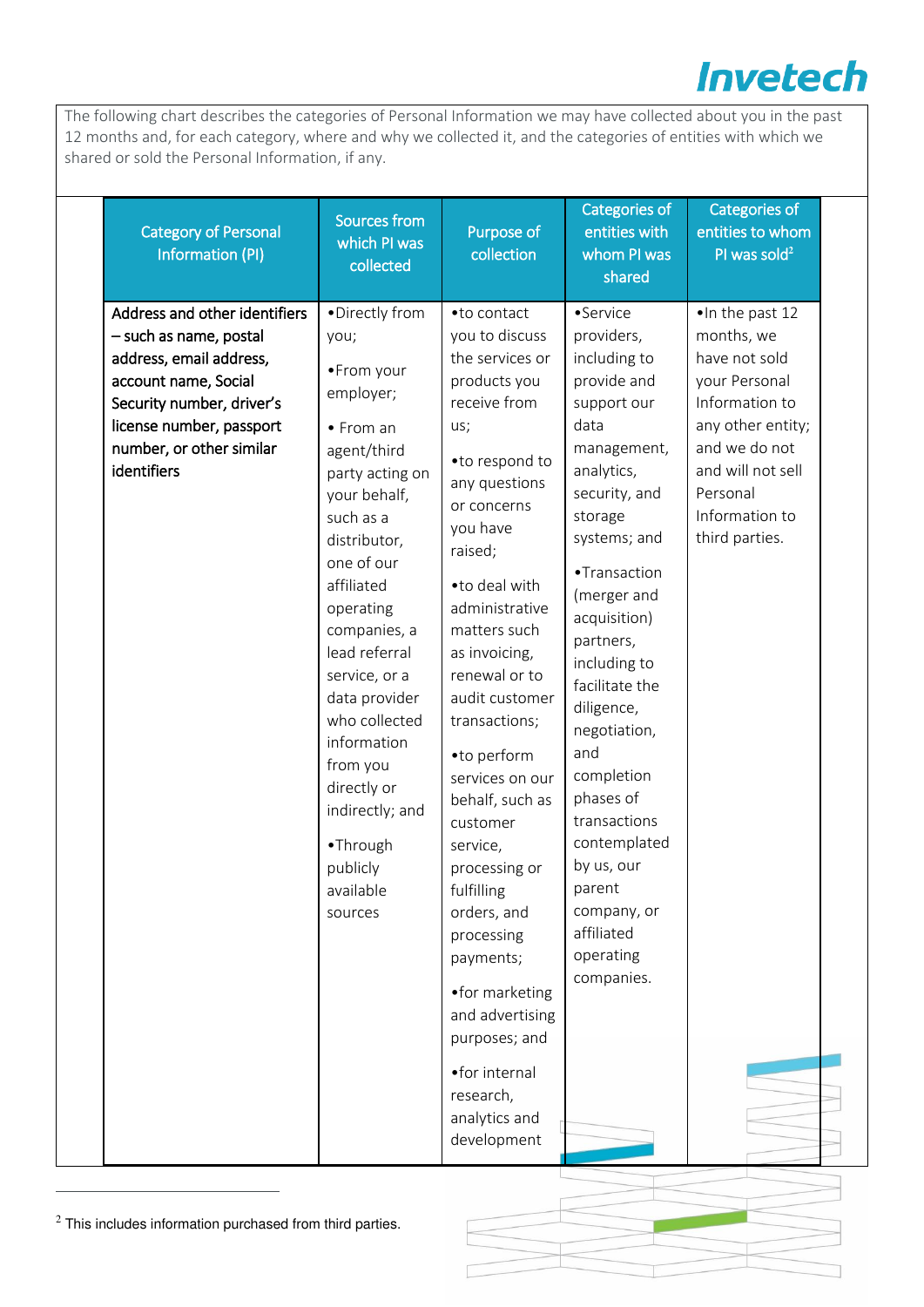The following chart describes the categories of Personal Information we may have collected about you in the past 12 months and, for each category, where and why we collected it, and the categories of entities with which we shared or sold the Personal Information, if any.

| Category of Personal Information (PI) | Sources from which PI was collected | Purpose of collection | Categories of entities with whom PI was shared | Categories of entities to whom PI was sold[2] |
|---|---|---|---|---|
| Address and other identifiers – such as name, postal address, email address, account name, Social Security number, driver's license number, passport number, or other similar identifiers | •Directly from you;<br><br>•From your employer;<br><br>• From an agent/third party acting on your behalf, such as a distributor, one of our affiliated operating companies, a lead referral service, or a data provider who collected information from you directly or indirectly; and<br><br>•Through publicly available sources | •to contact you to discuss the services or products you receive from us;<br><br>•to respond to any questions or concerns you have raised;<br><br>•to deal with administrative matters such as invoicing, renewal or to audit customer transactions;<br><br>•to perform services on our behalf, such as customer service, processing or fulfilling orders, and processing payments;<br><br>•for marketing and advertising purposes; and<br><br>•for internal research, analytics and development | •Service providers, including to provide and support our data management, analytics, security, and storage systems; and<br><br>•Transaction (merger and acquisition) partners, including to facilitate the diligence, negotiation, and completion phases of transactions contemplated by us, our parent company, or affiliated operating companies. | •In the past 12 months, we have not sold your Personal Information to any other entity; and we do not and will not sell Personal Information to third parties. |

[2] This includes information purchased from third parties.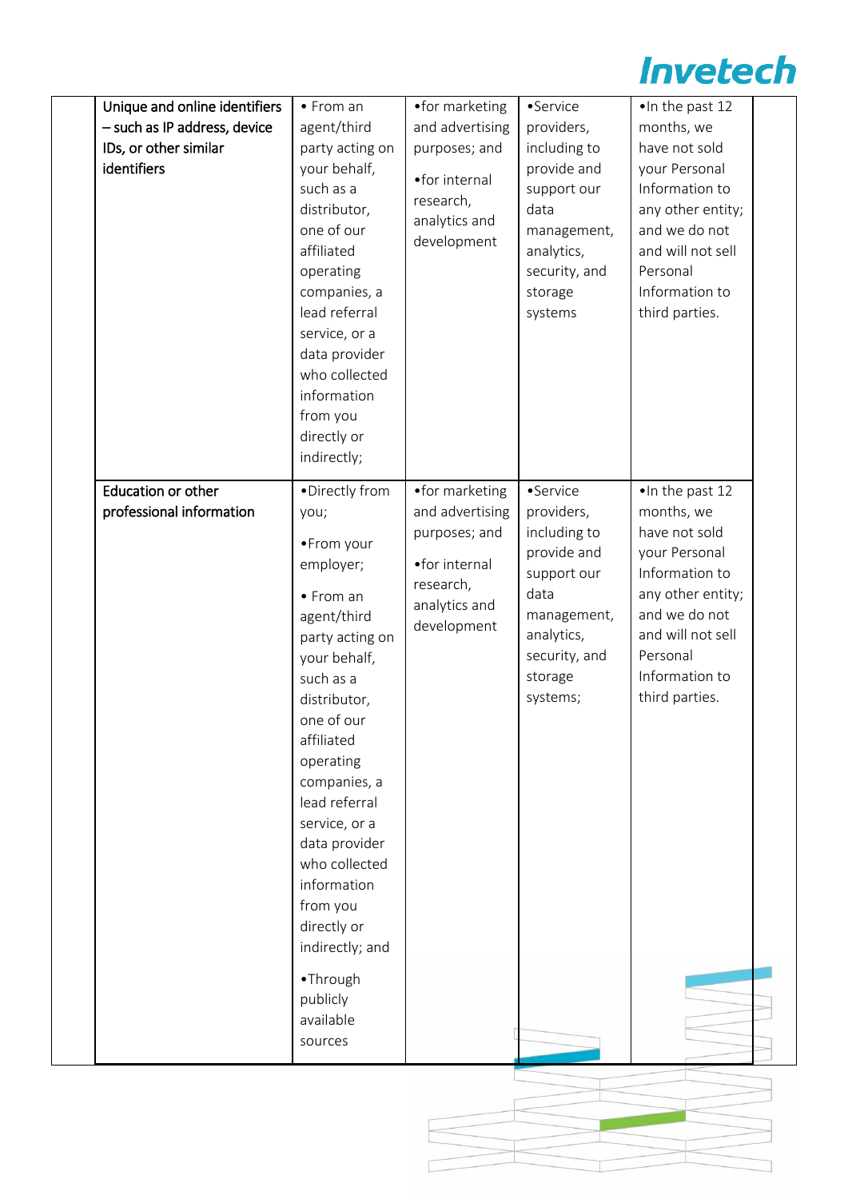| | | | | |
|---|---|---|---|---|
| Unique and online identifiers – such as IP address, device IDs, or other similar identifiers | • From an agent/third party acting on your behalf, such as a distributor, one of our affiliated operating companies, a lead referral service, or a data provider who collected information from you directly or indirectly; | •for marketing and advertising purposes; and<br><br>•for internal research, analytics and development | •Service providers, including to provide and support our data management, analytics, security, and storage systems | •In the past 12 months, we have not sold your Personal Information to any other entity; and we do not and will not sell Personal Information to third parties. |
| Education or other professional information | •Directly from you;<br><br>•From your employer;<br><br>• From an agent/third party acting on your behalf, such as a distributor, one of our affiliated operating companies, a lead referral service, or a data provider who collected information from you directly or indirectly; and<br><br>•Through publicly available sources | •for marketing and advertising purposes; and<br><br>•for internal research, analytics and development | •Service providers, including to provide and support our data management, analytics, security, and storage systems; | •In the past 12 months, we have not sold your Personal Information to any other entity; and we do not and will not sell Personal Information to third parties. |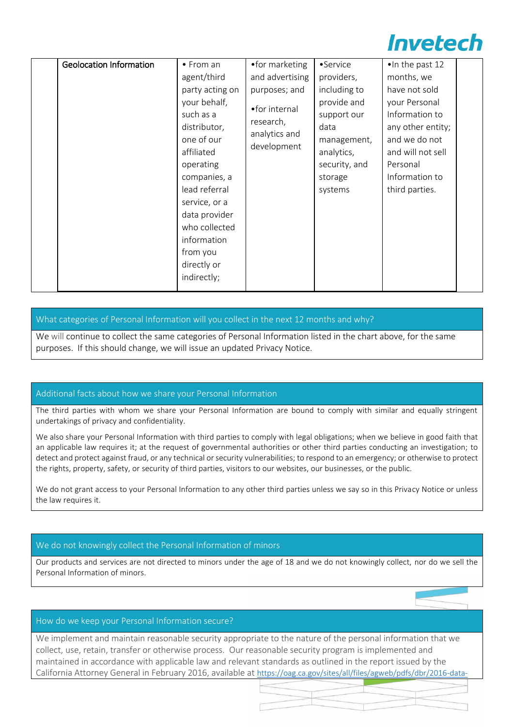| | Geolocation Information | • From an agent/third party acting on your behalf, such as a distributor, one of our affiliated operating companies, a lead referral service, or a data provider who collected information from you directly or indirectly; | •for marketing and advertising purposes; and<br><br>•for internal research, analytics and development | •Service providers, including to provide and support our data management, analytics, security, and storage systems | •In the past 12 months, we have not sold your Personal Information to any other entity; and we do not and will not sell Personal Information to third parties. | |
|---|---|---|---|---|---|---|

## What categories of Personal Information will you collect in the next 12 months and why?

We will continue to collect the same categories of Personal Information listed in the chart above, for the same purposes. If this should change, we will issue an updated Privacy Notice.

## Additional facts about how we share your Personal Information

The third parties with whom we share your Personal Information are bound to comply with similar and equally stringent undertakings of privacy and confidentiality.

We also share your Personal Information with third parties to comply with legal obligations; when we believe in good faith that an applicable law requires it; at the request of governmental authorities or other third parties conducting an investigation; to detect and protect against fraud, or any technical or security vulnerabilities; to respond to an emergency; or otherwise to protect the rights, property, safety, or security of third parties, visitors to our websites, our businesses, or the public.

We do not grant access to your Personal Information to any other third parties unless we say so in this Privacy Notice or unless the law requires it.

## We do not knowingly collect the Personal Information of minors

Our products and services are not directed to minors under the age of 18 and we do not knowingly collect, nor do we sell the Personal Information of minors.

## How do we keep your Personal Information secure?

We implement and maintain reasonable security appropriate to the nature of the personal information that we collect, use, retain, transfer or otherwise process. Our reasonable security program is implemented and maintained in accordance with applicable law and relevant standards as outlined in the report issued by the California Attorney General in February 2016, available at https://oag.ca.gov/sites/all/files/agweb/pdfs/dbr/2016-data-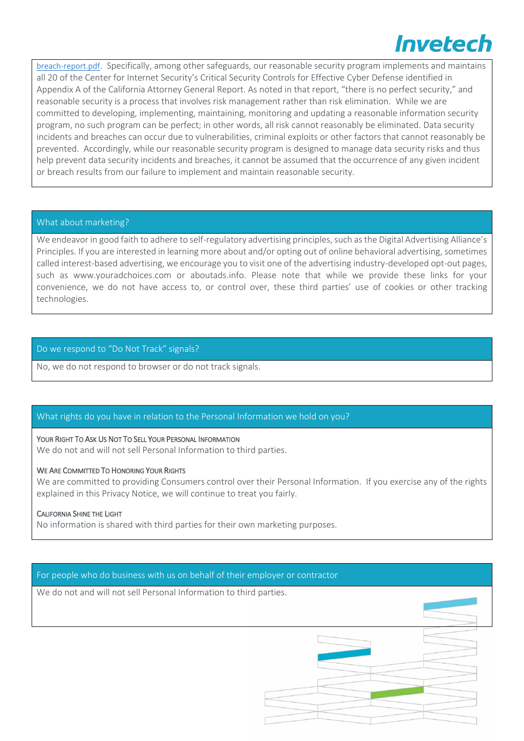breach-report.pdf. Specifically, among other safeguards, our reasonable security program implements and maintains all 20 of the Center for Internet Security's Critical Security Controls for Effective Cyber Defense identified in Appendix A of the California Attorney General Report. As noted in that report, "there is no perfect security," and reasonable security is a process that involves risk management rather than risk elimination. While we are committed to developing, implementing, maintaining, monitoring and updating a reasonable information security program, no such program can be perfect; in other words, all risk cannot reasonably be eliminated. Data security incidents and breaches can occur due to vulnerabilities, criminal exploits or other factors that cannot reasonably be prevented. Accordingly, while our reasonable security program is designed to manage data security risks and thus help prevent data security incidents and breaches, it cannot be assumed that the occurrence of any given incident or breach results from our failure to implement and maintain reasonable security.

## What about marketing?

We endeavor in good faith to adhere to self-regulatory advertising principles, such as the Digital Advertising Alliance's Principles. If you are interested in learning more about and/or opting out of online behavioral advertising, sometimes called interest-based advertising, we encourage you to visit one of the advertising industry-developed opt-out pages, such as www.youradchoices.com or aboutads.info. Please note that while we provide these links for your convenience, we do not have access to, or control over, these third parties' use of cookies or other tracking technologies.

## Do we respond to "Do Not Track" signals?

No, we do not respond to browser or do not track signals.

## What rights do you have in relation to the Personal Information we hold on you?

### Your Right To Ask Us Not To Sell Your Personal Information

We do not and will not sell Personal Information to third parties.

### We Are Committed To Honoring Your Rights

We are committed to providing Consumers control over their Personal Information. If you exercise any of the rights explained in this Privacy Notice, we will continue to treat you fairly.

### California Shine the Light

No information is shared with third parties for their own marketing purposes.

## For people who do business with us on behalf of their employer or contractor

We do not and will not sell Personal Information to third parties.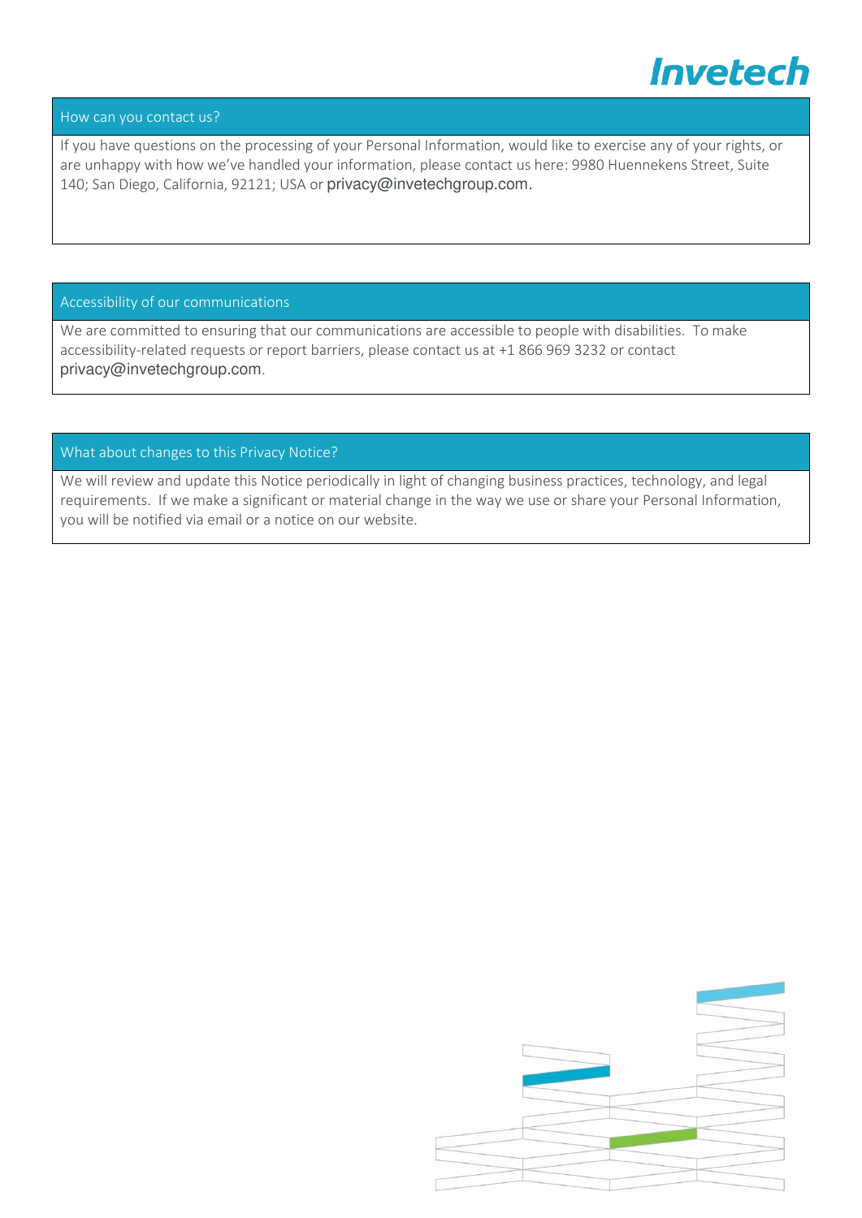## How can you contact us?

If you have questions on the processing of your Personal Information, would like to exercise any of your rights, or are unhappy with how we've handled your information, please contact us here: 9980 Huennekens Street, Suite 140; San Diego, California, 92121; USA or privacy@invetechgroup.com.

## Accessibility of our communications

We are committed to ensuring that our communications are accessible to people with disabilities. To make accessibility-related requests or report barriers, please contact us at +1 866 969 3232 or contact privacy@invetechgroup.com.

## What about changes to this Privacy Notice?

We will review and update this Notice periodically in light of changing business practices, technology, and legal requirements. If we make a significant or material change in the way we use or share your Personal Information, you will be notified via email or a notice on our website.